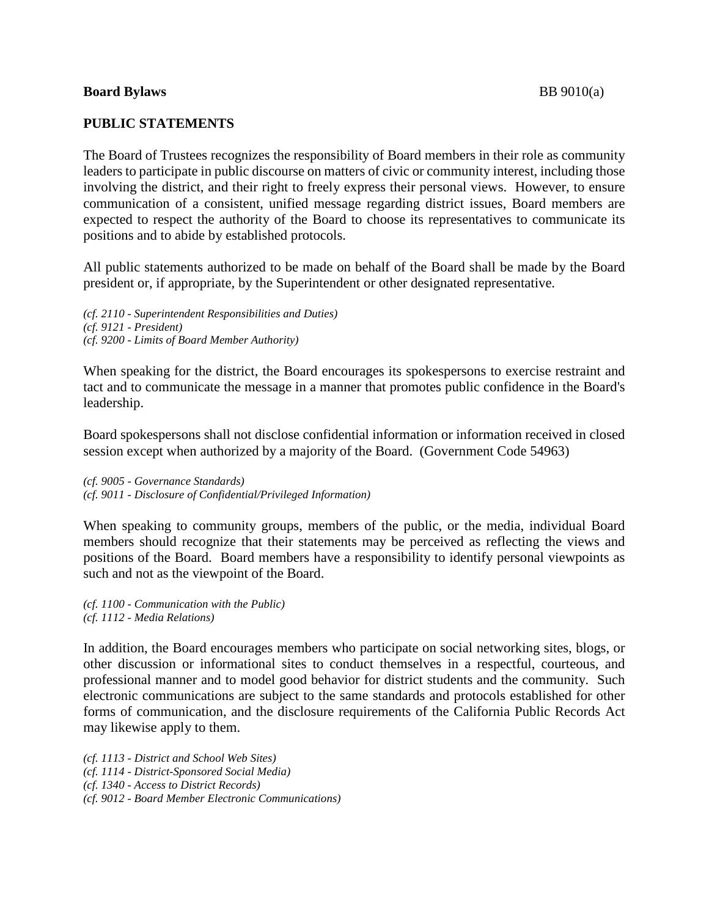**Board Bylaws** BB 9010(a)

## PUBLIC STATEMENTS

The Board of Trustees recognizes the responsibility of Board members in their role as community leaders to participate in public discourse on matters of civic or community interest, including those involving the district, and their right to freely express their personal views. However, to ensure communication of a consistent, unified message regarding district issues, Board members are expected to respect the authority of the Board to choose its representatives to communicate its positions and to abide by established protocols.

All public statements authorized to be made on behalf of the Board shall be made by the Board president or, if appropriate, by the Superintendent or other designated representative.

*(cf. 2110 - Superintendent Responsibilities and Duties)*
*(cf. 9121 - President)*
*(cf. 9200 - Limits of Board Member Authority)*

When speaking for the district, the Board encourages its spokespersons to exercise restraint and tact and to communicate the message in a manner that promotes public confidence in the Board's leadership.

Board spokespersons shall not disclose confidential information or information received in closed session except when authorized by a majority of the Board. (Government Code 54963)

*(cf. 9005 - Governance Standards)*
*(cf. 9011 - Disclosure of Confidential/Privileged Information)*

When speaking to community groups, members of the public, or the media, individual Board members should recognize that their statements may be perceived as reflecting the views and positions of the Board. Board members have a responsibility to identify personal viewpoints as such and not as the viewpoint of the Board.

*(cf. 1100 - Communication with the Public)*
*(cf. 1112 - Media Relations)*

In addition, the Board encourages members who participate on social networking sites, blogs, or other discussion or informational sites to conduct themselves in a respectful, courteous, and professional manner and to model good behavior for district students and the community. Such electronic communications are subject to the same standards and protocols established for other forms of communication, and the disclosure requirements of the California Public Records Act may likewise apply to them.

*(cf. 1113 - District and School Web Sites)*
*(cf. 1114 - District-Sponsored Social Media)*
*(cf. 1340 - Access to District Records)*
*(cf. 9012 - Board Member Electronic Communications)*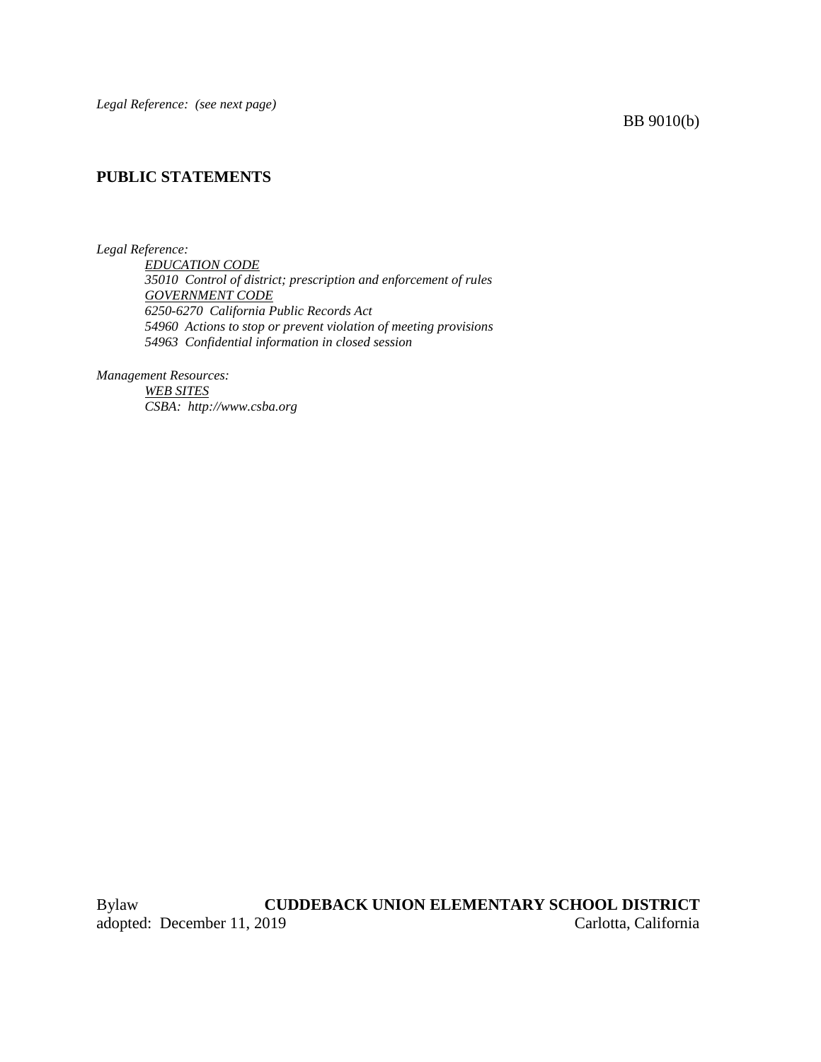## PUBLIC STATEMENTS

*Legal Reference:*

*EDUCATION CODE*
*35010 Control of district; prescription and enforcement of rules*
*GOVERNMENT CODE*
*6250-6270 California Public Records Act*
*54960 Actions to stop or prevent violation of meeting provisions*
*54963 Confidential information in closed session*

*Management Resources:*

*WEB SITES*
*CSBA: http://www.csba.org*

Bylaw **CUDDEBACK UNION ELEMENTARY SCHOOL DISTRICT**
adopted: December 11, 2019 Carlotta, California